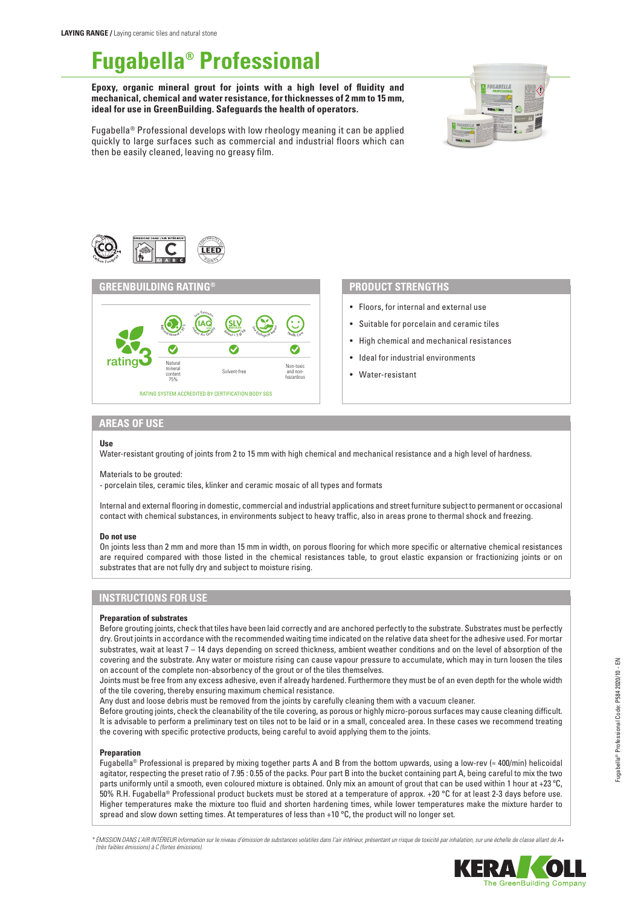**LAYING RANGE /** Laying ceramic tiles and natural stone

# Fugabella® Professional

**Epoxy, organic mineral grout for joints with a high level of fluidity and mechanical, chemical and water resistance, for thicknesses of 2 mm to 15 mm, ideal for use in GreenBuilding. Safeguards the health of operators.**

Fugabella® Professional develops with low rheology meaning it can be applied quickly to large surfaces such as commercial and industrial floors which can then be easily cleaned, leaving no greasy film.

## GREENBUILDING RATING®

rating 3

- Natural mineral content 75%
- Solvent-free
- Non-toxic and non-hazardous

RATING SYSTEM ACCREDITED BY CERTIFICATION BODY SGS

## PRODUCT STRENGTHS

- Floors, for internal and external use
- Suitable for porcelain and ceramic tiles
- High chemical and mechanical resistances
- Ideal for industrial environments
- Water-resistant

## AREAS OF USE

**Use**

Water-resistant grouting of joints from 2 to 15 mm with high chemical and mechanical resistance and a high level of hardness.

Materials to be grouted:
- porcelain tiles, ceramic tiles, klinker and ceramic mosaic of all types and formats

Internal and external flooring in domestic, commercial and industrial applications and street furniture subject to permanent or occasional contact with chemical substances, in environments subject to heavy traffic, also in areas prone to thermal shock and freezing.

**Do not use**

On joints less than 2 mm and more than 15 mm in width, on porous flooring for which more specific or alternative chemical resistances are required compared with those listed in the chemical resistances table, to grout elastic expansion or fractionizing joints or on substrates that are not fully dry and subject to moisture rising.

## INSTRUCTIONS FOR USE

**Preparation of substrates**

Before grouting joints, check that tiles have been laid correctly and are anchored perfectly to the substrate. Substrates must be perfectly dry. Grout joints in accordance with the recommended waiting time indicated on the relative data sheet for the adhesive used. For mortar substrates, wait at least 7 – 14 days depending on screed thickness, ambient weather conditions and on the level of absorption of the covering and the substrate. Any water or moisture rising can cause vapour pressure to accumulate, which may in turn loosen the tiles on account of the complete non-absorbency of the grout or of the tiles themselves.

Joints must be free from any excess adhesive, even if already hardened. Furthermore they must be of an even depth for the whole width of the tile covering, thereby ensuring maximum chemical resistance.

Any dust and loose debris must be removed from the joints by carefully cleaning them with a vacuum cleaner.

Before grouting joints, check the cleanability of the tile covering, as porous or highly micro-porous surfaces may cause cleaning difficult. It is advisable to perform a preliminary test on tiles not to be laid or in a small, concealed area. In these cases we recommend treating the covering with specific protective products, being careful to avoid applying them to the joints.

**Preparation**

Fugabella® Professional is prepared by mixing together parts A and B from the bottom upwards, using a low-rev (≈ 400/min) helicoidal agitator, respecting the preset ratio of 7.95 : 0.55 of the packs. Pour part B into the bucket containing part A, being careful to mix the two parts uniformly until a smooth, even coloured mixture is obtained. Only mix an amount of grout that can be used within 1 hour at +23 °C, 50% R.H. Fugabella® Professional product buckets must be stored at a temperature of approx. +20 °C for at least 2-3 days before use. Higher temperatures make the mixture too fluid and shorten hardening times, while lower temperatures make the mixture harder to spread and slow down setting times. At temperatures of less than +10 °C, the product will no longer set.

*\* ÉMISSION DANS L'AIR INTÉRIEUR Information sur le niveau d'émission de substances volatiles dans l'air intérieur, présentant un risque de toxicité par inhalation, sur une échelle de classe allant de A+ (très faibles émissions) à C (fortes émissions).*

Fugabella® Professional Code: P584 2020/10 - EN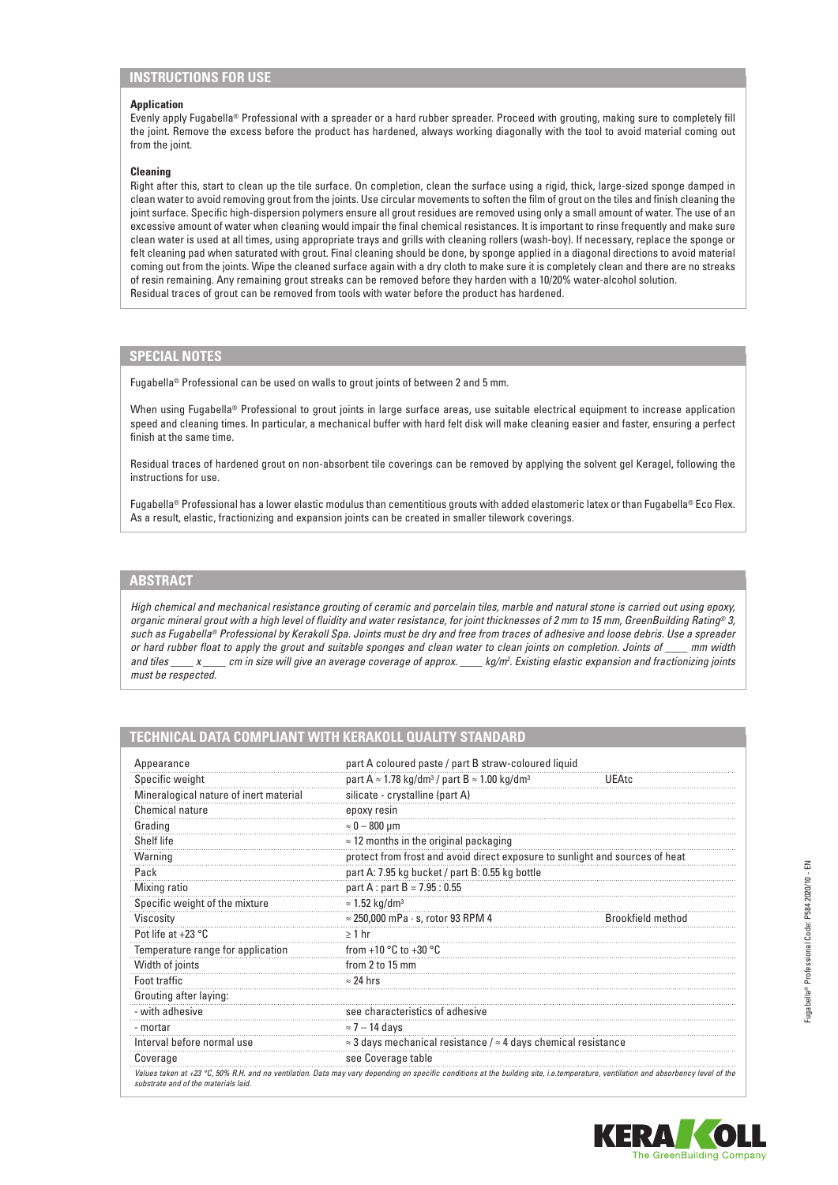## INSTRUCTIONS FOR USE

**Application**

Evenly apply Fugabella® Professional with a spreader or a hard rubber spreader. Proceed with grouting, making sure to completely fill the joint. Remove the excess before the product has hardened, always working diagonally with the tool to avoid material coming out from the joint.

**Cleaning**

Right after this, start to clean up the tile surface. On completion, clean the surface using a rigid, thick, large-sized sponge damped in clean water to avoid removing grout from the joints. Use circular movements to soften the film of grout on the tiles and finish cleaning the joint surface. Specific high-dispersion polymers ensure all grout residues are removed using only a small amount of water. The use of an excessive amount of water when cleaning would impair the final chemical resistances. It is important to rinse frequently and make sure clean water is used at all times, using appropriate trays and grills with cleaning rollers (wash-boy). If necessary, replace the sponge or felt cleaning pad when saturated with grout. Final cleaning should be done, by sponge applied in a diagonal directions to avoid material coming out from the joints. Wipe the cleaned surface again with a dry cloth to make sure it is completely clean and there are no streaks of resin remaining. Any remaining grout streaks can be removed before they harden with a 10/20% water-alcohol solution.
Residual traces of grout can be removed from tools with water before the product has hardened.

## SPECIAL NOTES

Fugabella® Professional can be used on walls to grout joints of between 2 and 5 mm.

When using Fugabella® Professional to grout joints in large surface areas, use suitable electrical equipment to increase application speed and cleaning times. In particular, a mechanical buffer with hard felt disk will make cleaning easier and faster, ensuring a perfect finish at the same time.

Residual traces of hardened grout on non-absorbent tile coverings can be removed by applying the solvent gel Keragel, following the instructions for use.

Fugabella® Professional has a lower elastic modulus than cementitious grouts with added elastomeric latex or than Fugabella® Eco Flex. As a result, elastic, fractionizing and expansion joints can be created in smaller tilework coverings.

## ABSTRACT

*High chemical and mechanical resistance grouting of ceramic and porcelain tiles, marble and natural stone is carried out using epoxy, organic mineral grout with a high level of fluidity and water resistance, for joint thicknesses of 2 mm to 15 mm, GreenBuilding Rating® 3, such as Fugabella® Professional by Kerakoll Spa. Joints must be dry and free from traces of adhesive and loose debris. Use a spreader or hard rubber float to apply the grout and suitable sponges and clean water to clean joints on completion. Joints of ____ mm width and tiles ____ x ____ cm in size will give an average coverage of approx. ____ kg/m². Existing elastic expansion and fractionizing joints must be respected.*

## TECHNICAL DATA COMPLIANT WITH KERAKOLL QUALITY STANDARD

| | | |
|---|---|---|
| Appearance | part A coloured paste / part B straw-coloured liquid | |
| Specific weight | part A ≈ 1.78 kg/dm³ / part B ≈ 1.00 kg/dm³ | UEAtc |
| Mineralogical nature of inert material | silicate - crystalline (part A) | |
| Chemical nature | epoxy resin | |
| Grading | ≈ 0 – 800 μm | |
| Shelf life | ≈ 12 months in the original packaging | |
| Warning | protect from frost and avoid direct exposure to sunlight and sources of heat | |
| Pack | part A: 7.95 kg bucket / part B: 0.55 kg bottle | |
| Mixing ratio | part A : part B = 7.95 : 0.55 | |
| Specific weight of the mixture | ≈ 1.52 kg/dm³ | |
| Viscosity | ≈ 250,000 mPa · s, rotor 93 RPM 4 | Brookfield method |
| Pot life at +23 °C | ≥ 1 hr | |
| Temperature range for application | from +10 °C to +30 °C | |
| Width of joints | from 2 to 15 mm | |
| Foot traffic | ≈ 24 hrs | |
| Grouting after laying: | | |
| - with adhesive | see characteristics of adhesive | |
| - mortar | ≈ 7 – 14 days | |
| Interval before normal use | ≈ 3 days mechanical resistance / ≈ 4 days chemical resistance | |
| Coverage | see Coverage table | |

*Values taken at +23 °C, 50% R.H. and no ventilation. Data may vary depending on specific conditions at the building site, i.e.temperature, ventilation and absorbency level of the substrate and of the materials laid.*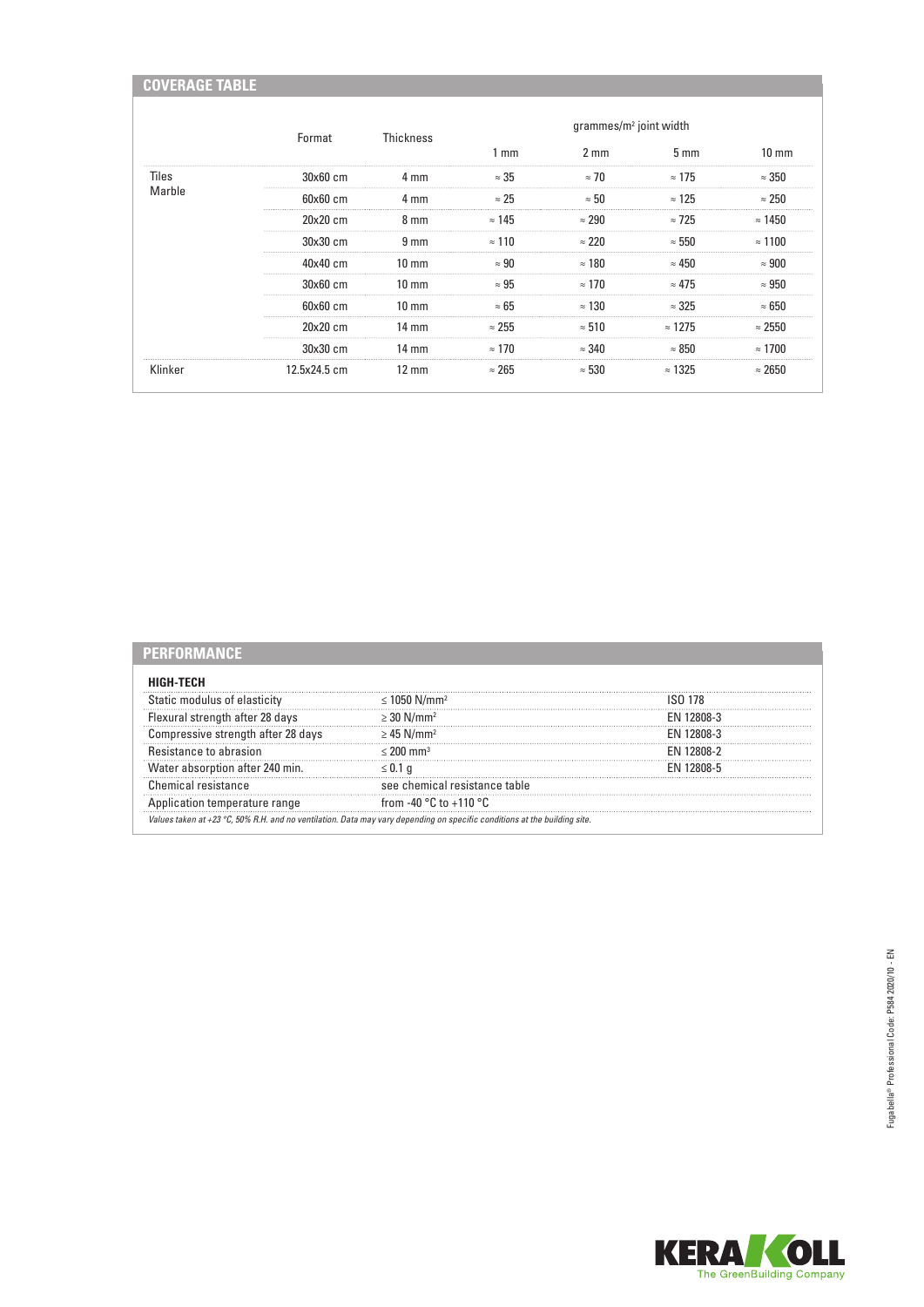## COVERAGE TABLE

| | Format | Thickness | grammes/m² joint width | | | |
|---|---|---|---|---|---|---|
| | | | 1 mm | 2 mm | 5 mm | 10 mm |
| Tiles Marble | 30x60 cm | 4 mm | ≈ 35 | ≈ 70 | ≈ 175 | ≈ 350 |
| | 60x60 cm | 4 mm | ≈ 25 | ≈ 50 | ≈ 125 | ≈ 250 |
| | 20x20 cm | 8 mm | ≈ 145 | ≈ 290 | ≈ 725 | ≈ 1450 |
| | 30x30 cm | 9 mm | ≈ 110 | ≈ 220 | ≈ 550 | ≈ 1100 |
| | 40x40 cm | 10 mm | ≈ 90 | ≈ 180 | ≈ 450 | ≈ 900 |
| | 30x60 cm | 10 mm | ≈ 95 | ≈ 170 | ≈ 475 | ≈ 950 |
| | 60x60 cm | 10 mm | ≈ 65 | ≈ 130 | ≈ 325 | ≈ 650 |
| | 20x20 cm | 14 mm | ≈ 255 | ≈ 510 | ≈ 1275 | ≈ 2550 |
| | 30x30 cm | 14 mm | ≈ 170 | ≈ 340 | ≈ 850 | ≈ 1700 |
| Klinker | 12.5x24.5 cm | 12 mm | ≈ 265 | ≈ 530 | ≈ 1325 | ≈ 2650 |

## PERFORMANCE

| HIGH-TECH | | |
|---|---|---|
| Static modulus of elasticity | ≤ 1050 N/mm² | ISO 178 |
| Flexural strength after 28 days | ≥ 30 N/mm² | EN 12808-3 |
| Compressive strength after 28 days | ≥ 45 N/mm² | EN 12808-3 |
| Resistance to abrasion | ≤ 200 mm³ | EN 12808-2 |
| Water absorption after 240 min. | ≤ 0.1 g | EN 12808-5 |
| Chemical resistance | see chemical resistance table | |
| Application temperature range | from -40 °C to +110 °C | |

*Values taken at +23 °C, 50% R.H. and no ventilation. Data may vary depending on specific conditions at the building site.*

Fugabella® Professional Code: P584 2020/10 - EN

KERAKOLL The GreenBuilding Company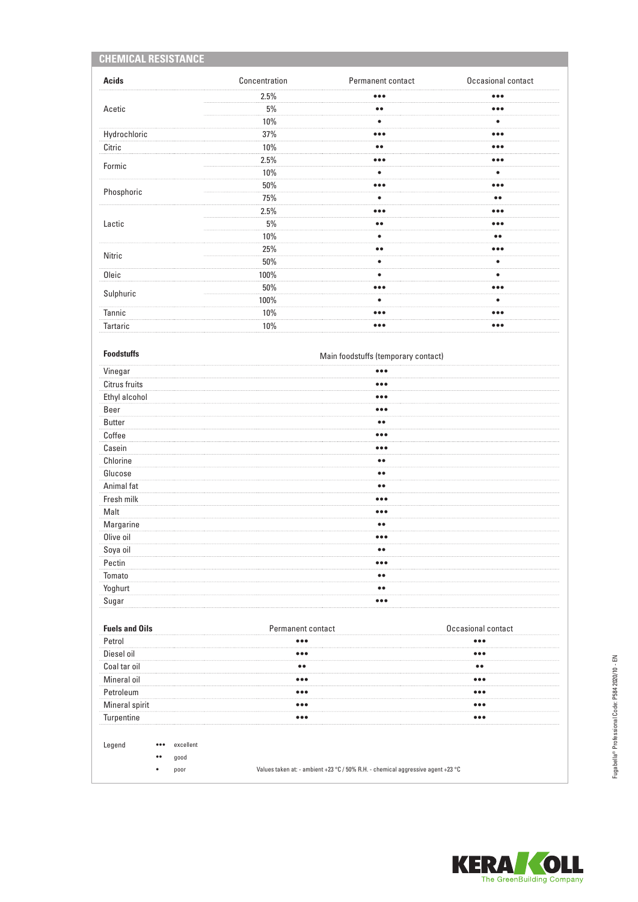## CHEMICAL RESISTANCE

| Acids | Concentration | Permanent contact | Occasional contact |
|---|---|---|---|
| Acetic | 2.5% | ••• | ••• |
| | 5% | •• | ••• |
| | 10% | • | • |
| Hydrochloric | 37% | ••• | ••• |
| Citric | 10% | •• | ••• |
| Formic | 2.5% | ••• | ••• |
| | 10% | • | • |
| Phosphoric | 50% | ••• | ••• |
| | 75% | • | •• |
| Lactic | 2.5% | ••• | ••• |
| | 5% | •• | ••• |
| | 10% | • | •• |
| Nitric | 25% | •• | ••• |
| | 50% | • | • |
| Oleic | 100% | • | • |
| Sulphuric | 50% | ••• | ••• |
| | 100% | • | • |
| Tannic | 10% | ••• | ••• |
| Tartaric | 10% | ••• | ••• |

| Foodstuffs | Main foodstuffs (temporary contact) |
|---|---|
| Vinegar | ••• |
| Citrus fruits | ••• |
| Ethyl alcohol | ••• |
| Beer | ••• |
| Butter | •• |
| Coffee | ••• |
| Casein | ••• |
| Chlorine | •• |
| Glucose | •• |
| Animal fat | •• |
| Fresh milk | ••• |
| Malt | ••• |
| Margarine | •• |
| Olive oil | ••• |
| Soya oil | •• |
| Pectin | ••• |
| Tomato | •• |
| Yoghurt | •• |
| Sugar | ••• |

| Fuels and Oils | Permanent contact | Occasional contact |
|---|---|---|
| Petrol | ••• | ••• |
| Diesel oil | ••• | ••• |
| Coal tar oil | •• | •• |
| Mineral oil | ••• | ••• |
| Petroleum | ••• | ••• |
| Mineral spirit | ••• | ••• |
| Turpentine | ••• | ••• |

Legend
- ••• excellent
- •• good
- • poor

Values taken at: - ambient +23 °C / 50% R.H. - chemical aggressive agent +23 °C

Fugabella® Professional Code: P584 2020/10 - EN

KERAKOLL The GreenBuilding Company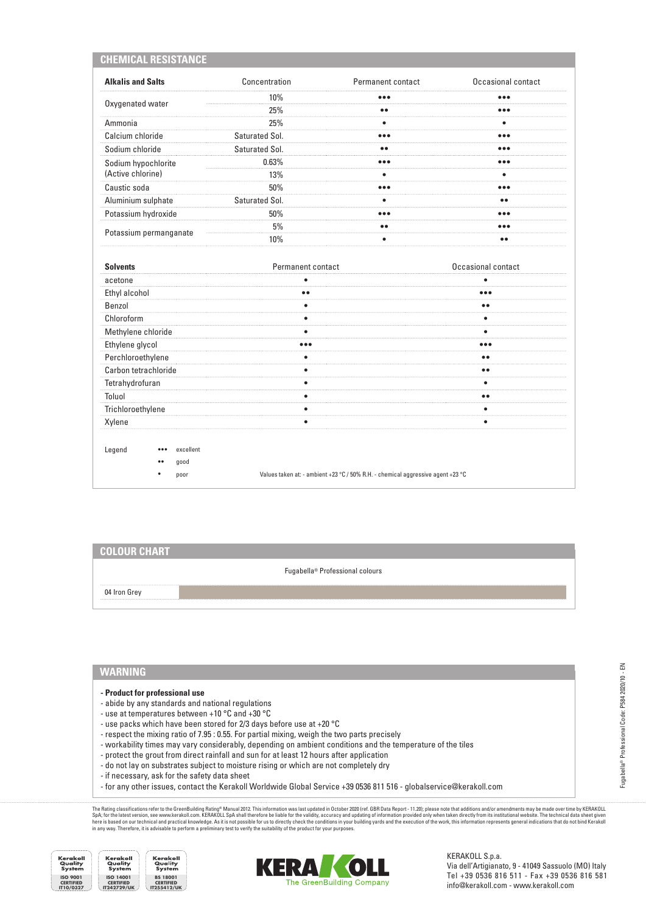## CHEMICAL RESISTANCE

| Alkalis and Salts | Concentration | Permanent contact | Occasional contact |
|---|---|---|---|
| Oxygenated water | 10% | ••• | ••• |
| | 25% | •• | ••• |
| Ammonia | 25% | • | • |
| Calcium chloride | Saturated Sol. | ••• | ••• |
| Sodium chloride | Saturated Sol. | •• | ••• |
| Sodium hypochlorite (Active chlorine) | 0.63% | ••• | ••• |
| | 13% | • | • |
| Caustic soda | 50% | ••• | ••• |
| Aluminium sulphate | Saturated Sol. | • | •• |
| Potassium hydroxide | 50% | ••• | ••• |
| Potassium permanganate | 5% | •• | ••• |
| | 10% | • | •• |

| Solvents | Permanent contact | Occasional contact |
|---|---|---|
| acetone | • | • |
| Ethyl alcohol | •• | ••• |
| Benzol | • | •• |
| Chloroform | • | • |
| Methylene chloride | • | • |
| Ethylene glycol | ••• | ••• |
| Perchloroethylene | • | •• |
| Carbon tetrachloride | • | •• |
| Tetrahydrofuran | • | • |
| Toluol | • | •• |
| Trichloroethylene | • | • |
| Xylene | • | • |

Legend
- ••• excellent
- •• good
- • poor

Values taken at: - ambient +23 °C / 50% R.H. - chemical aggressive agent +23 °C

## COLOUR CHART

Fugabella® Professional colours

04 Iron Grey

## WARNING

- **Product for professional use**
- abide by any standards and national regulations
- use at temperatures between +10 °C and +30 °C
- use packs which have been stored for 2/3 days before use at +20 °C
- respect the mixing ratio of 7.95 : 0.55. For partial mixing, weigh the two parts precisely
- workability times may vary considerably, depending on ambient conditions and the temperature of the tiles
- protect the grout from direct rainfall and sun for at least 12 hours after application
- do not lay on substrates subject to moisture rising or which are not completely dry
- if necessary, ask for the safety data sheet
- for any other issues, contact the Kerakoll Worldwide Global Service +39 0536 811 516 - globalservice@kerakoll.com

The Rating classifications refer to the GreenBuilding Rating® Manual 2012. This information was last updated in October 2020 (ref. GBR Data Report - 11.20); please note that additions and/or amendments may be made over time by KERAKOLL SpA; for the latest version, see www.kerakoll.com. KERAKOLL SpA shall therefore be liable for the validity, accuracy and updating of information provided only when taken directly from its institutional website. The technical data sheet given here is based on our technical and practical knowledge. As it is not possible for us to directly check the conditions in your building yards and the execution of the work, this information represents general indications that do not bind Kerakoll in any way. Therefore, it is advisable to perform a preliminary test to verify the suitability of the product for your purposes.

Fugabella® Professional Code: P584 2020/10 - EN

Kerakoll Quality System ISO 9001 CERTIFIED IT10/0327

Kerakoll Quality System ISO 14001 CERTIFIED IT242729/UK

Kerakoll Quality System BS 18001 CERTIFIED IT255412/UK

KERAKOLL The GreenBuilding Company

KERAKOLL S.p.a.
Via dell'Artigianato, 9 - 41049 Sassuolo (MO) Italy
Tel +39 0536 816 511 - Fax +39 0536 816 581
info@kerakoll.com - www.kerakoll.com